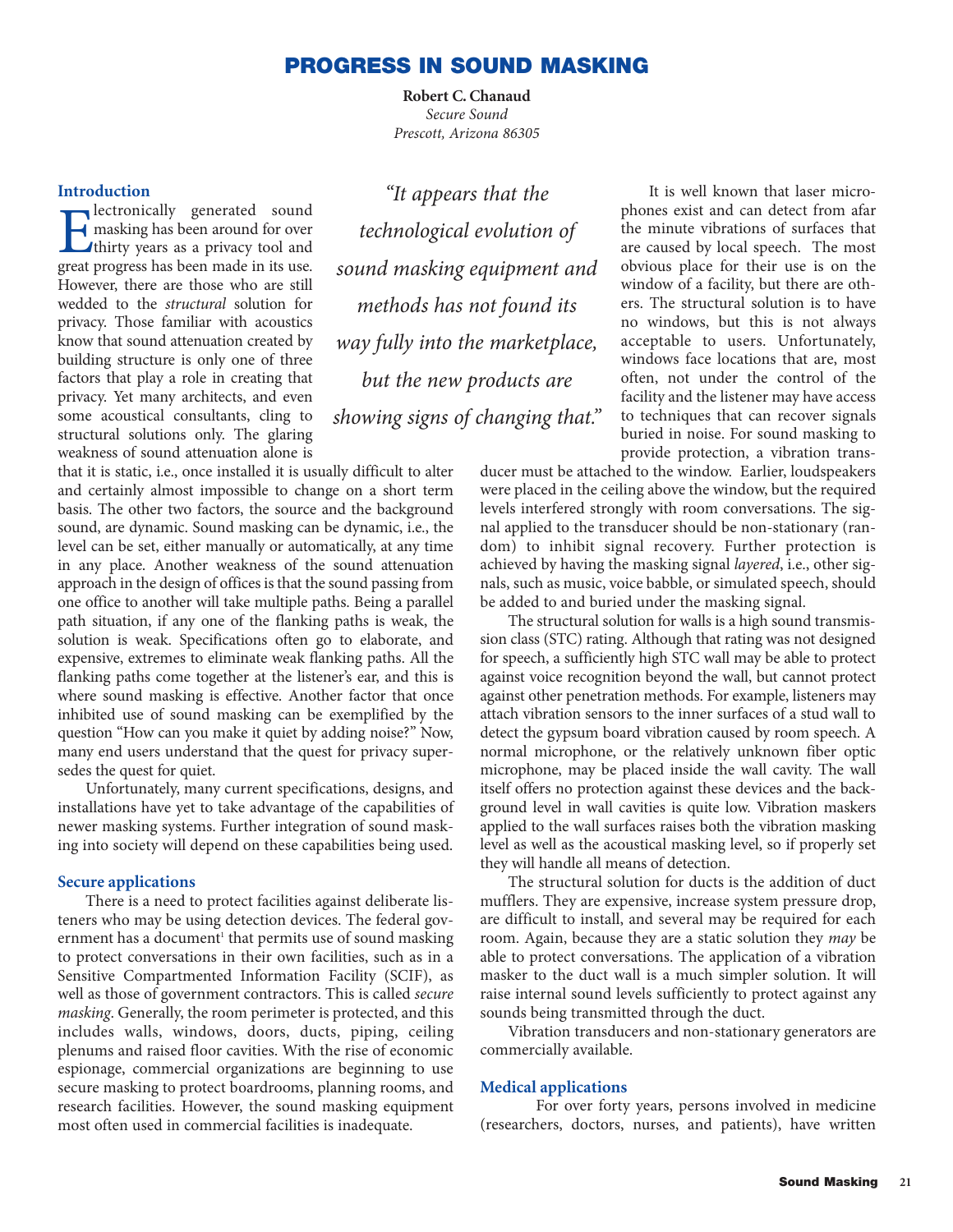# PROGRESS IN SOUND MASKING

**Robert C. Chanaud**
*Secure Sound*
*Prescott, Arizona 86305*

## Introduction

Electronically generated sound masking has been around for over thirty years as a privacy tool and great progress has been made in its use. However, there are those who are still wedded to the *structural* solution for privacy. Those familiar with acoustics know that sound attenuation created by building structure is only one of three factors that play a role in creating that privacy. Yet many architects, and even some acoustical consultants, cling to structural solutions only. The glaring weakness of sound attenuation alone is that it is static, i.e., once installed it is usually difficult to alter and certainly almost impossible to change on a short term basis. The other two factors, the source and the background sound, are dynamic. Sound masking can be dynamic, i.e., the level can be set, either manually or automatically, at any time in any place. Another weakness of the sound attenuation approach in the design of offices is that the sound passing from one office to another will take multiple paths. Being a parallel path situation, if any one of the flanking paths is weak, the solution is weak. Specifications often go to elaborate, and expensive, extremes to eliminate weak flanking paths. All the flanking paths come together at the listener's ear, and this is where sound masking is effective. Another factor that once inhibited use of sound masking can be exemplified by the question "How can you make it quiet by adding noise?" Now, many end users understand that the quest for privacy supersedes the quest for quiet.

> *"It appears that the technological evolution of sound masking equipment and methods has not found its way fully into the marketplace, but the new products are showing signs of changing that."*

Unfortunately, many current specifications, designs, and installations have yet to take advantage of the capabilities of newer masking systems. Further integration of sound masking into society will depend on these capabilities being used.

## Secure applications

There is a need to protect facilities against deliberate listeners who may be using detection devices. The federal government has a document[1] that permits use of sound masking to protect conversations in their own facilities, such as in a Sensitive Compartmented Information Facility (SCIF), as well as those of government contractors. This is called *secure masking*. Generally, the room perimeter is protected, and this includes walls, windows, doors, ducts, piping, ceiling plenums and raised floor cavities. With the rise of economic espionage, commercial organizations are beginning to use secure masking to protect boardrooms, planning rooms, and research facilities. However, the sound masking equipment most often used in commercial facilities is inadequate.

It is well known that laser microphones exist and can detect from afar the minute vibrations of surfaces that are caused by local speech. The most obvious place for their use is on the window of a facility, but there are others. The structural solution is to have no windows, but this is not always acceptable to users. Unfortunately, windows face locations that are, most often, not under the control of the facility and the listener may have access to techniques that can recover signals buried in noise. For sound masking to provide protection, a vibration transducer must be attached to the window. Earlier, loudspeakers were placed in the ceiling above the window, but the required levels interfered strongly with room conversations. The signal applied to the transducer should be non-stationary (random) to inhibit signal recovery. Further protection is achieved by having the masking signal *layered*, i.e., other signals, such as music, voice babble, or simulated speech, should be added to and buried under the masking signal.

The structural solution for walls is a high sound transmission class (STC) rating. Although that rating was not designed for speech, a sufficiently high STC wall may be able to protect against voice recognition beyond the wall, but cannot protect against other penetration methods. For example, listeners may attach vibration sensors to the inner surfaces of a stud wall to detect the gypsum board vibration caused by room speech. A normal microphone, or the relatively unknown fiber optic microphone, may be placed inside the wall cavity. The wall itself offers no protection against these devices and the background level in wall cavities is quite low. Vibration maskers applied to the wall surfaces raises both the vibration masking level as well as the acoustical masking level, so if properly set they will handle all means of detection.

The structural solution for ducts is the addition of duct mufflers. They are expensive, increase system pressure drop, are difficult to install, and several may be required for each room. Again, because they are a static solution they *may* be able to protect conversations. The application of a vibration masker to the duct wall is a much simpler solution. It will raise internal sound levels sufficiently to protect against any sounds being transmitted through the duct.

Vibration transducers and non-stationary generators are commercially available.

## Medical applications

For over forty years, persons involved in medicine (researchers, doctors, nurses, and patients), have written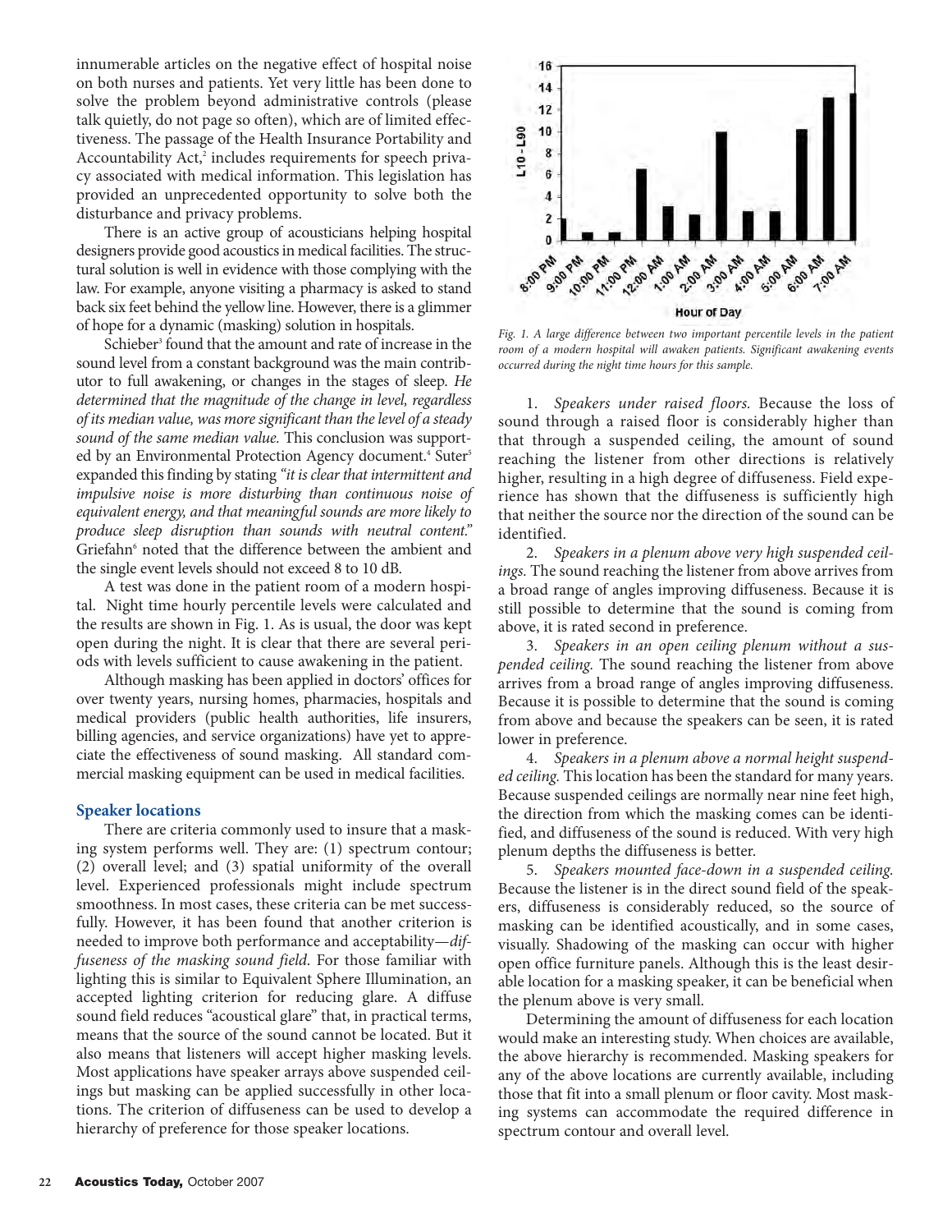innumerable articles on the negative effect of hospital noise on both nurses and patients. Yet very little has been done to solve the problem beyond administrative controls (please talk quietly, do not page so often), which are of limited effectiveness. The passage of the Health Insurance Portability and Accountability Act,[2] includes requirements for speech privacy associated with medical information. This legislation has provided an unprecedented opportunity to solve both the disturbance and privacy problems.

There is an active group of acousticians helping hospital designers provide good acoustics in medical facilities. The structural solution is well in evidence with those complying with the law. For example, anyone visiting a pharmacy is asked to stand back six feet behind the yellow line. However, there is a glimmer of hope for a dynamic (masking) solution in hospitals.

Schieber[3] found that the amount and rate of increase in the sound level from a constant background was the main contributor to full awakening, or changes in the stages of sleep. *He determined that the magnitude of the change in level, regardless of its median value, was more significant than the level of a steady sound of the same median value.* This conclusion was supported by an Environmental Protection Agency document.[4] Suter[5] expanded this finding by stating *"it is clear that intermittent and impulsive noise is more disturbing than continuous noise of equivalent energy, and that meaningful sounds are more likely to produce sleep disruption than sounds with neutral content."* Griefahn[6] noted that the difference between the ambient and the single event levels should not exceed 8 to 10 dB.

A test was done in the patient room of a modern hospital. Night time hourly percentile levels were calculated and the results are shown in Fig. 1. As is usual, the door was kept open during the night. It is clear that there are several periods with levels sufficient to cause awakening in the patient.

Although masking has been applied in doctors' offices for over twenty years, nursing homes, pharmacies, hospitals and medical providers (public health authorities, life insurers, billing agencies, and service organizations) have yet to appreciate the effectiveness of sound masking. All standard commercial masking equipment can be used in medical facilities.

*Fig. 1. A large difference between two important percentile levels in the patient room of a modern hospital will awaken patients. Significant awakening events occurred during the night time hours for this sample.*

## Speaker locations

There are criteria commonly used to insure that a masking system performs well. They are: (1) spectrum contour; (2) overall level; and (3) spatial uniformity of the overall level. Experienced professionals might include spectrum smoothness. In most cases, these criteria can be met successfully. However, it has been found that another criterion is needed to improve both performance and acceptability—*diffuseness of the masking sound field.* For those familiar with lighting this is similar to Equivalent Sphere Illumination, an accepted lighting criterion for reducing glare. A diffuse sound field reduces "acoustical glare" that, in practical terms, means that the source of the sound cannot be located. But it also means that listeners will accept higher masking levels. Most applications have speaker arrays above suspended ceilings but masking can be applied successfully in other locations. The criterion of diffuseness can be used to develop a hierarchy of preference for those speaker locations.

1. *Speakers under raised floors.* Because the loss of sound through a raised floor is considerably higher than that through a suspended ceiling, the amount of sound reaching the listener from other directions is relatively higher, resulting in a high degree of diffuseness. Field experience has shown that the diffuseness is sufficiently high that neither the source nor the direction of the sound can be identified.

2. *Speakers in a plenum above very high suspended ceilings.* The sound reaching the listener from above arrives from a broad range of angles improving diffuseness. Because it is still possible to determine that the sound is coming from above, it is rated second in preference.

3. *Speakers in an open ceiling plenum without a suspended ceiling.* The sound reaching the listener from above arrives from a broad range of angles improving diffuseness. Because it is possible to determine that the sound is coming from above and because the speakers can be seen, it is rated lower in preference.

4. *Speakers in a plenum above a normal height suspended ceiling.* This location has been the standard for many years. Because suspended ceilings are normally near nine feet high, the direction from which the masking comes can be identified, and diffuseness of the sound is reduced. With very high plenum depths the diffuseness is better.

5. *Speakers mounted face-down in a suspended ceiling.* Because the listener is in the direct sound field of the speakers, diffuseness is considerably reduced, so the source of masking can be identified acoustically, and in some cases, visually. Shadowing of the masking can occur with higher open office furniture panels. Although this is the least desirable location for a masking speaker, it can be beneficial when the plenum above is very small.

Determining the amount of diffuseness for each location would make an interesting study. When choices are available, the above hierarchy is recommended. Masking speakers for any of the above locations are currently available, including those that fit into a small plenum or floor cavity. Most masking systems can accommodate the required difference in spectrum contour and overall level.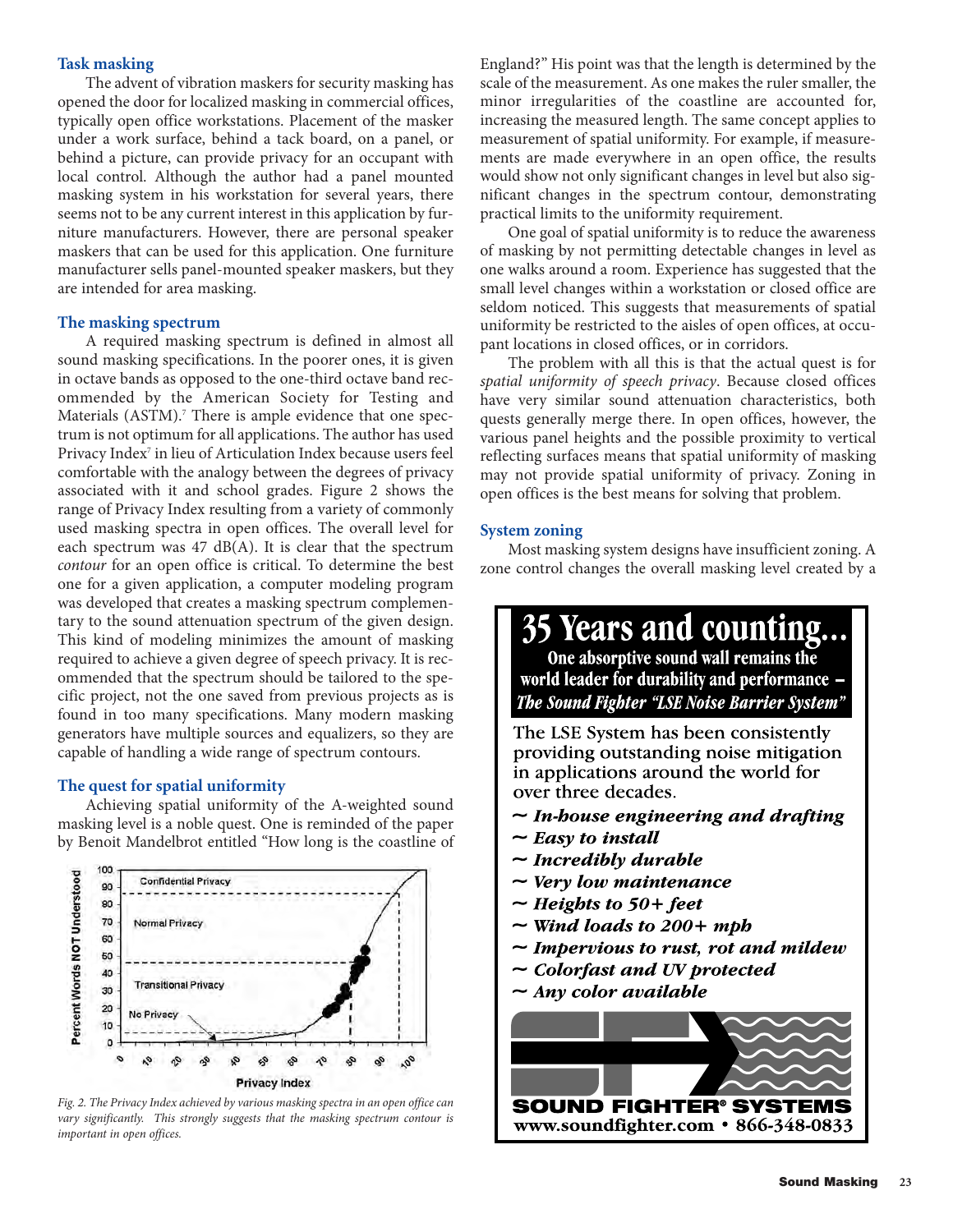### Task masking

The advent of vibration maskers for security masking has opened the door for localized masking in commercial offices, typically open office workstations. Placement of the masker under a work surface, behind a tack board, on a panel, or behind a picture, can provide privacy for an occupant with local control. Although the author had a panel mounted masking system in his workstation for several years, there seems not to be any current interest in this application by furniture manufacturers. However, there are personal speaker maskers that can be used for this application. One furniture manufacturer sells panel-mounted speaker maskers, but they are intended for area masking.

### The masking spectrum

A required masking spectrum is defined in almost all sound masking specifications. In the poorer ones, it is given in octave bands as opposed to the one-third octave band recommended by the American Society for Testing and Materials (ASTM).[7] There is ample evidence that one spectrum is not optimum for all applications. The author has used Privacy Index[7] in lieu of Articulation Index because users feel comfortable with the analogy between the degrees of privacy associated with it and school grades. Figure 2 shows the range of Privacy Index resulting from a variety of commonly used masking spectra in open offices. The overall level for each spectrum was 47 dB(A). It is clear that the spectrum *contour* for an open office is critical. To determine the best one for a given application, a computer modeling program was developed that creates a masking spectrum complementary to the sound attenuation spectrum of the given design. This kind of modeling minimizes the amount of masking required to achieve a given degree of speech privacy. It is recommended that the spectrum should be tailored to the specific project, not the one saved from previous projects as is found in too many specifications. Many modern masking generators have multiple sources and equalizers, so they are capable of handling a wide range of spectrum contours.

### The quest for spatial uniformity

Achieving spatial uniformity of the A-weighted sound masking level is a noble quest. One is reminded of the paper by Benoit Mandelbrot entitled "How long is the coastline of England?" His point was that the length is determined by the scale of the measurement. As one makes the ruler smaller, the minor irregularities of the coastline are accounted for, increasing the measured length. The same concept applies to measurement of spatial uniformity. For example, if measurements are made everywhere in an open office, the results would show not only significant changes in level but also significant changes in the spectrum contour, demonstrating practical limits to the uniformity requirement.

*Fig. 2. The Privacy Index achieved by various masking spectra in an open office can vary significantly. This strongly suggests that the masking spectrum contour is important in open offices.*

One goal of spatial uniformity is to reduce the awareness of masking by not permitting detectable changes in level as one walks around a room. Experience has suggested that the small level changes within a workstation or closed office are seldom noticed. This suggests that measurements of spatial uniformity be restricted to the aisles of open offices, at occupant locations in closed offices, or in corridors.

The problem with all this is that the actual quest is for *spatial uniformity of speech privacy*. Because closed offices have very similar sound attenuation characteristics, both quests generally merge there. In open offices, however, the various panel heights and the possible proximity to vertical reflecting surfaces means that spatial uniformity of masking may not provide spatial uniformity of privacy. Zoning in open offices is the best means for solving that problem.

### System zoning

Most masking system designs have insufficient zoning. A zone control changes the overall masking level created by a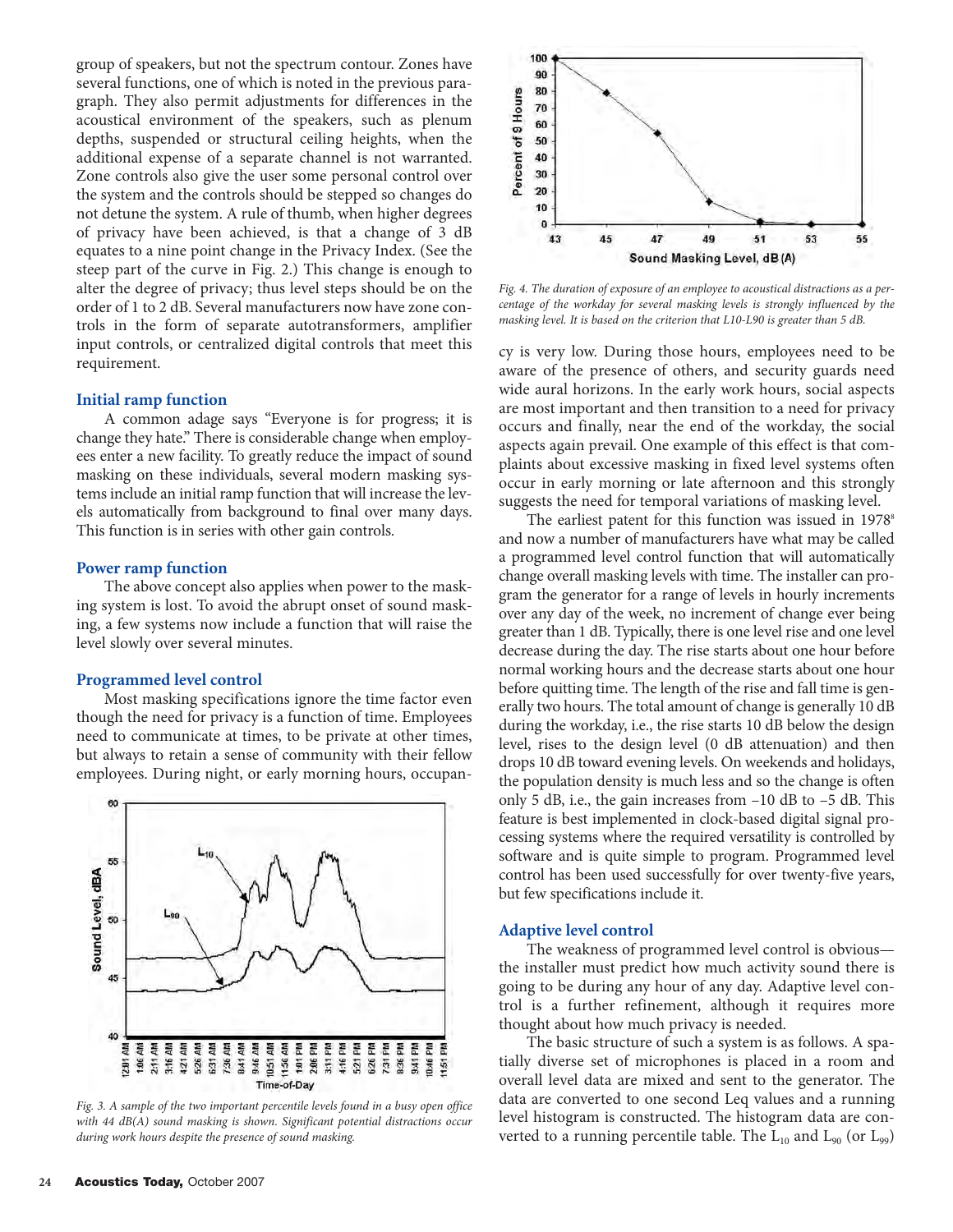group of speakers, but not the spectrum contour. Zones have several functions, one of which is noted in the previous paragraph. They also permit adjustments for differences in the acoustical environment of the speakers, such as plenum depths, suspended or structural ceiling heights, when the additional expense of a separate channel is not warranted. Zone controls also give the user some personal control over the system and the controls should be stepped so changes do not detune the system. A rule of thumb, when higher degrees of privacy have been achieved, is that a change of 3 dB equates to a nine point change in the Privacy Index. (See the steep part of the curve in Fig. 2.) This change is enough to alter the degree of privacy; thus level steps should be on the order of 1 to 2 dB. Several manufacturers now have zone controls in the form of separate autotransformers, amplifier input controls, or centralized digital controls that meet this requirement.

### Initial ramp function

A common adage says "Everyone is for progress; it is change they hate." There is considerable change when employees enter a new facility. To greatly reduce the impact of sound masking on these individuals, several modern masking systems include an initial ramp function that will increase the levels automatically from background to final over many days. This function is in series with other gain controls.

### Power ramp function

The above concept also applies when power to the masking system is lost. To avoid the abrupt onset of sound masking, a few systems now include a function that will raise the level slowly over several minutes.

### Programmed level control

Most masking specifications ignore the time factor even though the need for privacy is a function of time. Employees need to communicate at times, to be private at other times, but always to retain a sense of community with their fellow employees. During night, or early morning hours, occupancy is very low. During those hours, employees need to be aware of the presence of others, and security guards need wide aural horizons. In the early work hours, social aspects are most important and then transition to a need for privacy occurs and finally, near the end of the workday, the social aspects again prevail. One example of this effect is that complaints about excessive masking in fixed level systems often occur in early morning or late afternoon and this strongly suggests the need for temporal variations of masking level.

*Fig. 3. A sample of the two important percentile levels found in a busy open office with 44 dB(A) sound masking is shown. Significant potential distractions occur during work hours despite the presence of sound masking.*

*Fig. 4. The duration of exposure of an employee to acoustical distractions as a percentage of the workday for several masking levels is strongly influenced by the masking level. It is based on the criterion that L10-L90 is greater than 5 dB.*

The earliest patent for this function was issued in 1978[8] and now a number of manufacturers have what may be called a programmed level control function that will automatically change overall masking levels with time. The installer can program the generator for a range of levels in hourly increments over any day of the week, no increment of change ever being greater than 1 dB. Typically, there is one level rise and one level decrease during the day. The rise starts about one hour before normal working hours and the decrease starts about one hour before quitting time. The length of the rise and fall time is generally two hours. The total amount of change is generally 10 dB during the workday, i.e., the rise starts 10 dB below the design level, rises to the design level (0 dB attenuation) and then drops 10 dB toward evening levels. On weekends and holidays, the population density is much less and so the change is often only 5 dB, i.e., the gain increases from –10 dB to –5 dB. This feature is best implemented in clock-based digital signal processing systems where the required versatility is controlled by software and is quite simple to program. Programmed level control has been used successfully for over twenty-five years, but few specifications include it.

### Adaptive level control

The weakness of programmed level control is obvious—the installer must predict how much activity sound there is going to be during any hour of any day. Adaptive level control is a further refinement, although it requires more thought about how much privacy is needed.

The basic structure of such a system is as follows. A spatially diverse set of microphones is placed in a room and overall level data are mixed and sent to the generator. The data are converted to one second Leq values and a running level histogram is constructed. The histogram data are converted to a running percentile table. The $L_{10}$ and $L_{90}$ (or $L_{99}$)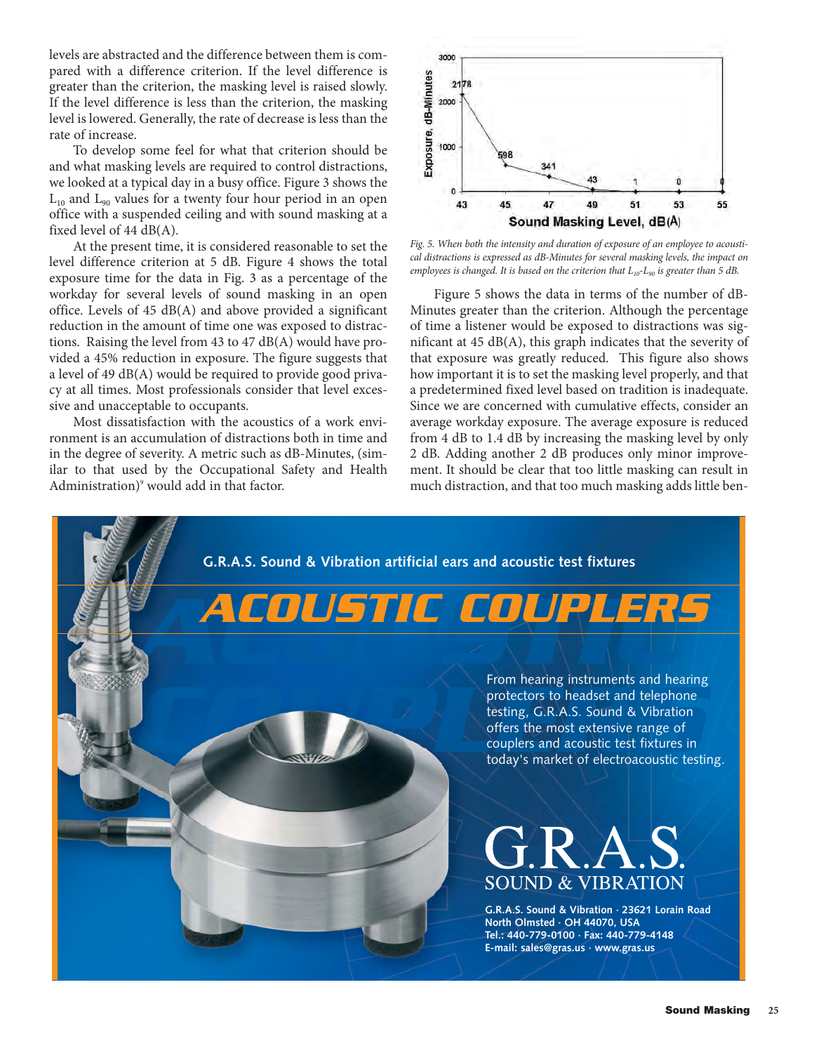levels are abstracted and the difference between them is compared with a difference criterion. If the level difference is greater than the criterion, the masking level is raised slowly. If the level difference is less than the criterion, the masking level is lowered. Generally, the rate of decrease is less than the rate of increase.

To develop some feel for what that criterion should be and what masking levels are required to control distractions, we looked at a typical day in a busy office. Figure 3 shows the $L_{10}$ and $L_{90}$ values for a twenty four hour period in an open office with a suspended ceiling and with sound masking at a fixed level of 44 dB(A).

At the present time, it is considered reasonable to set the level difference criterion at 5 dB. Figure 4 shows the total exposure time for the data in Fig. 3 as a percentage of the workday for several levels of sound masking in an open office. Levels of 45 dB(A) and above provided a significant reduction in the amount of time one was exposed to distractions. Raising the level from 43 to 47 dB(A) would have provided a 45% reduction in exposure. The figure suggests that a level of 49 dB(A) would be required to provide good privacy at all times. Most professionals consider that level excessive and unacceptable to occupants.

Most dissatisfaction with the acoustics of a work environment is an accumulation of distractions both in time and in the degree of severity. A metric such as dB-Minutes, (similar to that used by the Occupational Safety and Health Administration)[9] would add in that factor.

*Fig. 5. When both the intensity and duration of exposure of an employee to acoustical distractions is expressed as dB-Minutes for several masking levels, the impact on employees is changed. It is based on the criterion that $L_{10}$-$L_{90}$ is greater than 5 dB.*

Figure 5 shows the data in terms of the number of dB-Minutes greater than the criterion. Although the percentage of time a listener would be exposed to distractions was significant at 45 dB(A), this graph indicates that the severity of that exposure was greatly reduced. This figure also shows how important it is to set the masking level properly, and that a predetermined fixed level based on tradition is inadequate. Since we are concerned with cumulative effects, consider an average workday exposure. The average exposure is reduced from 4 dB to 1.4 dB by increasing the masking level by only 2 dB. Adding another 2 dB produces only minor improvement. It should be clear that too little masking can result in much distraction, and that too much masking adds little ben-

G.R.A.S. Sound & Vibration artificial ears and acoustic test fixtures

ACOUSTIC COUPLERS

From hearing instruments and hearing protectors to headset and telephone testing, G.R.A.S. Sound & Vibration offers the most extensive range of couplers and acoustic test fixtures in today's market of electroacoustic testing.

G.R.A.S.
SOUND & VIBRATION

G.R.A.S. Sound & Vibration · 23621 Lorain Road
North Olmsted · OH 44070, USA
Tel.: 440-779-0100 · Fax: 440-779-4148
E-mail: sales@gras.us · www.gras.us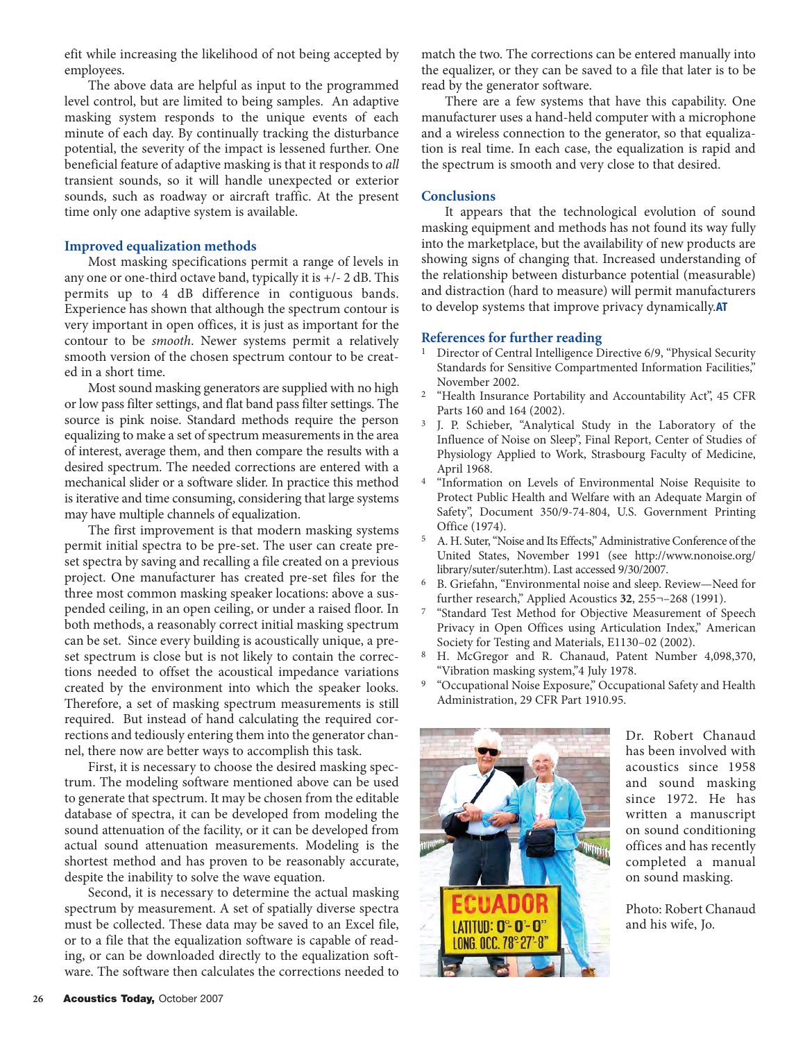efit while increasing the likelihood of not being accepted by employees.

The above data are helpful as input to the programmed level control, but are limited to being samples. An adaptive masking system responds to the unique events of each minute of each day. By continually tracking the disturbance potential, the severity of the impact is lessened further. One beneficial feature of adaptive masking is that it responds to *all* transient sounds, so it will handle unexpected or exterior sounds, such as roadway or aircraft traffic. At the present time only one adaptive system is available.

## Improved equalization methods

Most masking specifications permit a range of levels in any one or one-third octave band, typically it is +/- 2 dB. This permits up to 4 dB difference in contiguous bands. Experience has shown that although the spectrum contour is very important in open offices, it is just as important for the contour to be *smooth*. Newer systems permit a relatively smooth version of the chosen spectrum contour to be created in a short time.

Most sound masking generators are supplied with no high or low pass filter settings, and flat band pass filter settings. The source is pink noise. Standard methods require the person equalizing to make a set of spectrum measurements in the area of interest, average them, and then compare the results with a desired spectrum. The needed corrections are entered with a mechanical slider or a software slider. In practice this method is iterative and time consuming, considering that large systems may have multiple channels of equalization.

The first improvement is that modern masking systems permit initial spectra to be pre-set. The user can create preset spectra by saving and recalling a file created on a previous project. One manufacturer has created pre-set files for the three most common masking speaker locations: above a suspended ceiling, in an open ceiling, or under a raised floor. In both methods, a reasonably correct initial masking spectrum can be set. Since every building is acoustically unique, a preset spectrum is close but is not likely to contain the corrections needed to offset the acoustical impedance variations created by the environment into which the speaker looks. Therefore, a set of masking spectrum measurements is still required. But instead of hand calculating the required corrections and tediously entering them into the generator channel, there now are better ways to accomplish this task.

First, it is necessary to choose the desired masking spectrum. The modeling software mentioned above can be used to generate that spectrum. It may be chosen from the editable database of spectra, it can be developed from modeling the sound attenuation of the facility, or it can be developed from actual sound attenuation measurements. Modeling is the shortest method and has proven to be reasonably accurate, despite the inability to solve the wave equation.

Second, it is necessary to determine the actual masking spectrum by measurement. A set of spatially diverse spectra must be collected. These data may be saved to an Excel file, or to a file that the equalization software is capable of reading, or can be downloaded directly to the equalization software. The software then calculates the corrections needed to match the two. The corrections can be entered manually into the equalizer, or they can be saved to a file that later is to be read by the generator software.

There are a few systems that have this capability. One manufacturer uses a hand-held computer with a microphone and a wireless connection to the generator, so that equalization is real time. In each case, the equalization is rapid and the spectrum is smooth and very close to that desired.

## Conclusions

It appears that the technological evolution of sound masking equipment and methods has not found its way fully into the marketplace, but the availability of new products are showing signs of changing that. Increased understanding of the relationship between disturbance potential (measurable) and distraction (hard to measure) will permit manufacturers to develop systems that improve privacy dynamically.**AT**

## References for further reading

1. Director of Central Intelligence Directive 6/9, "Physical Security Standards for Sensitive Compartmented Information Facilities," November 2002.
2. "Health Insurance Portability and Accountability Act", 45 CFR Parts 160 and 164 (2002).
3. J. P. Schieber, "Analytical Study in the Laboratory of the Influence of Noise on Sleep", Final Report, Center of Studies of Physiology Applied to Work, Strasbourg Faculty of Medicine, April 1968.
4. "Information on Levels of Environmental Noise Requisite to Protect Public Health and Welfare with an Adequate Margin of Safety", Document 350/9-74-804, U.S. Government Printing Office (1974).
5. A. H. Suter, "Noise and Its Effects," Administrative Conference of the United States, November 1991 (see http://www.nonoise.org/library/suter/suter.htm). Last accessed 9/30/2007.
6. B. Griefahn, "Environmental noise and sleep. Review—Need for further research," Applied Acoustics **32**, 255¬–268 (1991).
7. "Standard Test Method for Objective Measurement of Speech Privacy in Open Offices using Articulation Index," American Society for Testing and Materials, E1130–02 (2002).
8. H. McGregor and R. Chanaud, Patent Number 4,098,370, "Vibration masking system,"4 July 1978.
9. "Occupational Noise Exposure," Occupational Safety and Health Administration, 29 CFR Part 1910.95.

Dr. Robert Chanaud has been involved with acoustics since 1958 and sound masking since 1972. He has written a manuscript on sound conditioning offices and has recently completed a manual on sound masking.

Photo: Robert Chanaud and his wife, Jo.